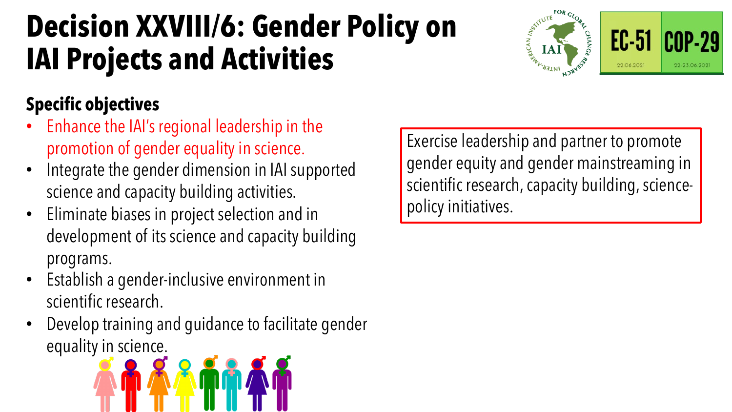# Decision XXVIII/6: Gender Policy on IAI Projects and Activities

EC-51 22.06.2021

COP-29 22-23.06.2021

### Specific objectives

- Enhance the IAI's regional leadership in the promotion of gender equality in science.
- Integrate the gender dimension in IAI supported science and capacity building activities.
- Eliminate biases in project selection and in development of its science and capacity building programs.
- Establish a gender-inclusive environment in scientific research.
- Develop training and guidance to facilitate gender equality in science.

Exercise leadership and partner to promote gender equity and gender mainstreaming in scientific research, capacity building, science-policy initiatives.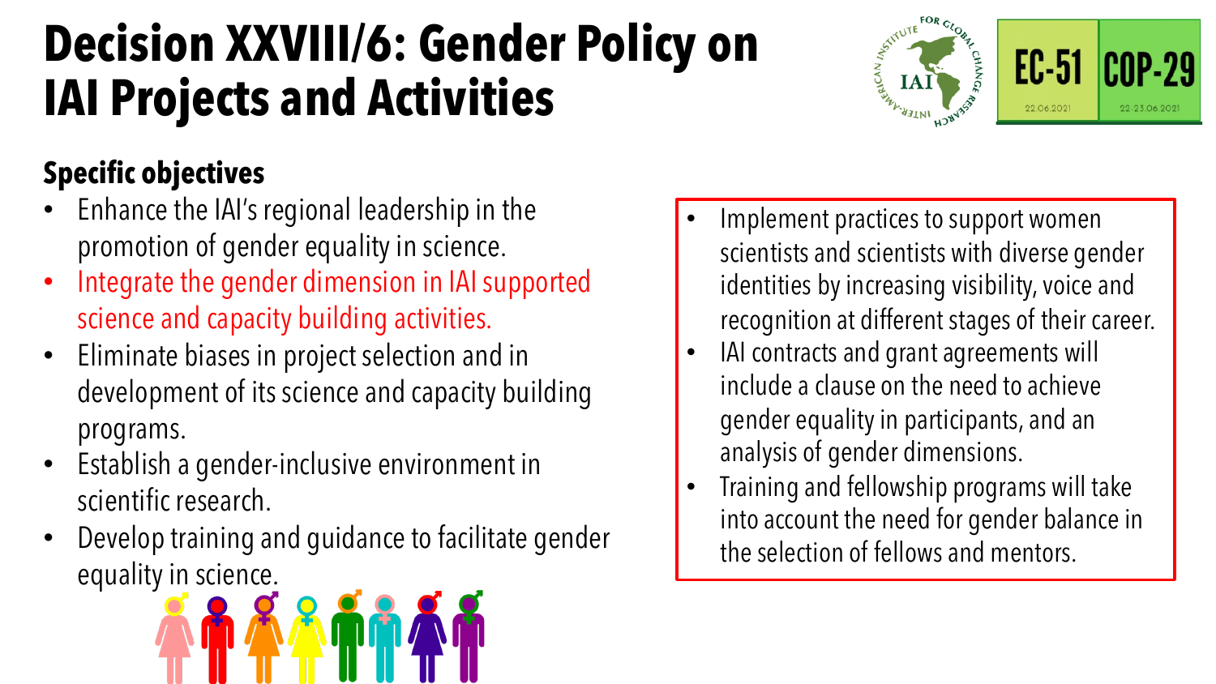# Decision XXVIII/6: Gender Policy on IAI Projects and Activities

EC-51 22.06.2021

COP-29 22-23.06.2021

### Specific objectives

- Enhance the IAI's regional leadership in the promotion of gender equality in science.
- Integrate the gender dimension in IAI supported science and capacity building activities.
- Eliminate biases in project selection and in development of its science and capacity building programs.
- Establish a gender-inclusive environment in scientific research.
- Develop training and guidance to facilitate gender equality in science.

- Implement practices to support women scientists and scientists with diverse gender identities by increasing visibility, voice and recognition at different stages of their career.
- IAI contracts and grant agreements will include a clause on the need to achieve gender equality in participants, and an analysis of gender dimensions.
- Training and fellowship programs will take into account the need for gender balance in the selection of fellows and mentors.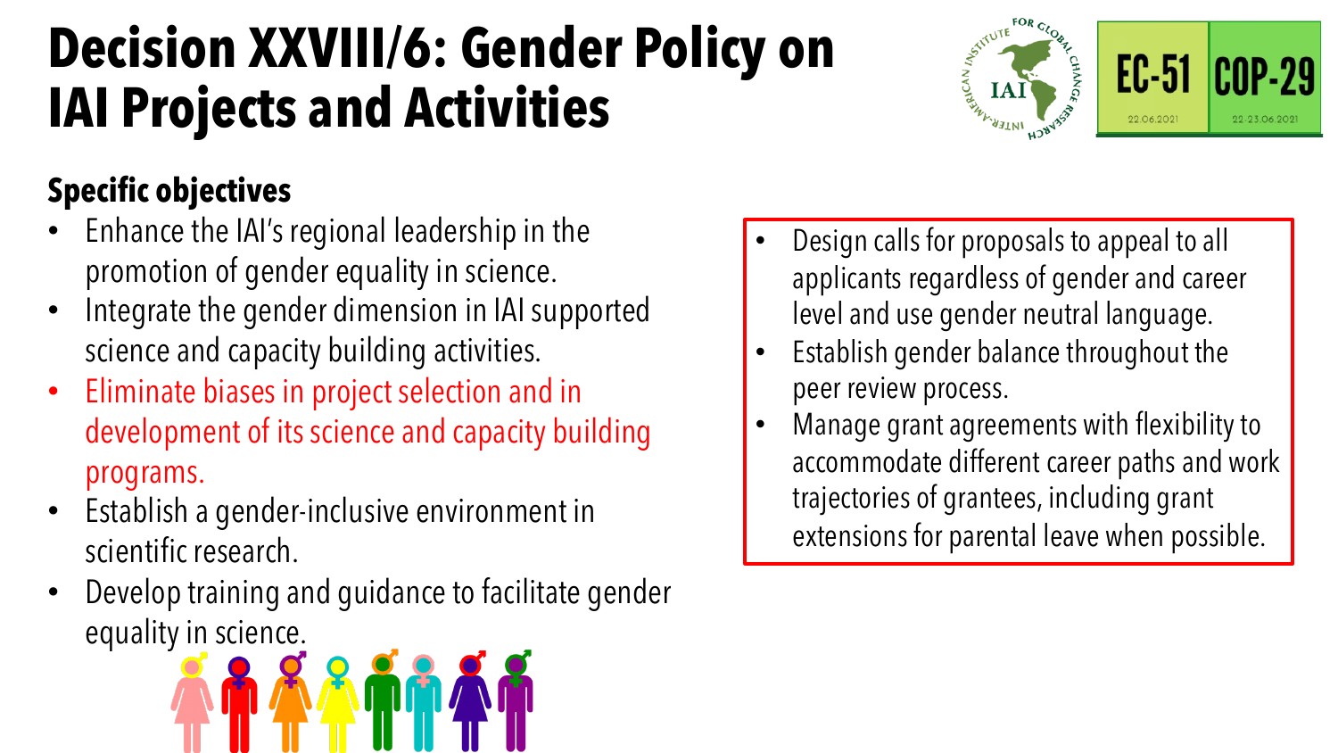# Decision XXVIII/6: Gender Policy on IAI Projects and Activities

## Specific objectives

- Enhance the IAI's regional leadership in the promotion of gender equality in science.
- Integrate the gender dimension in IAI supported science and capacity building activities.
- Eliminate biases in project selection and in development of its science and capacity building programs.
- Establish a gender-inclusive environment in scientific research.
- Develop training and guidance to facilitate gender equality in science.

---

- Design calls for proposals to appeal to all applicants regardless of gender and career level and use gender neutral language.
- Establish gender balance throughout the peer review process.
- Manage grant agreements with flexibility to accommodate different career paths and work trajectories of grantees, including grant extensions for parental leave when possible.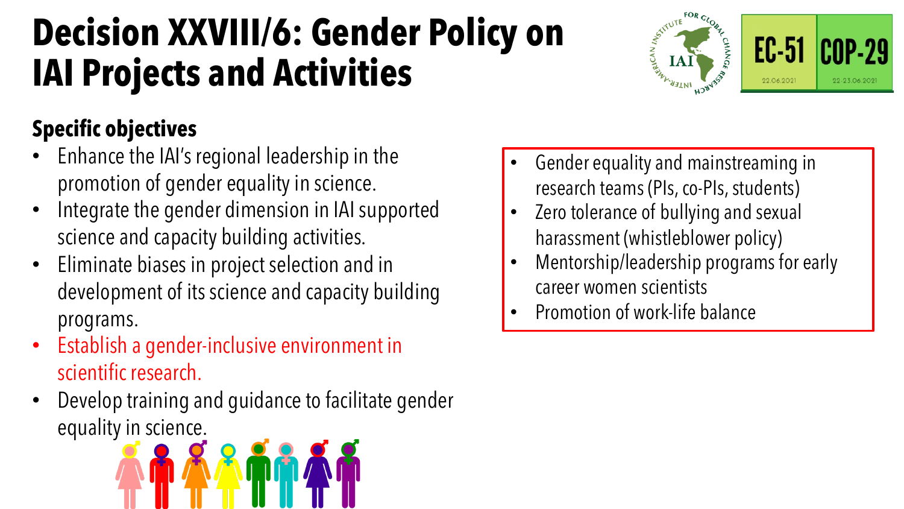# Decision XXVIII/6: Gender Policy on IAI Projects and Activities

EC-51 22.06.2021 | COP-29 22-23.06.2021

## Specific objectives

- Enhance the IAI's regional leadership in the promotion of gender equality in science.
- Integrate the gender dimension in IAI supported science and capacity building activities.
- Eliminate biases in project selection and in development of its science and capacity building programs.
- Establish a gender-inclusive environment in scientific research.
- Develop training and guidance to facilitate gender equality in science.

---

- Gender equality and mainstreaming in research teams (PIs, co-PIs, students)
- Zero tolerance of bullying and sexual harassment (whistleblower policy)
- Mentorship/leadership programs for early career women scientists
- Promotion of work-life balance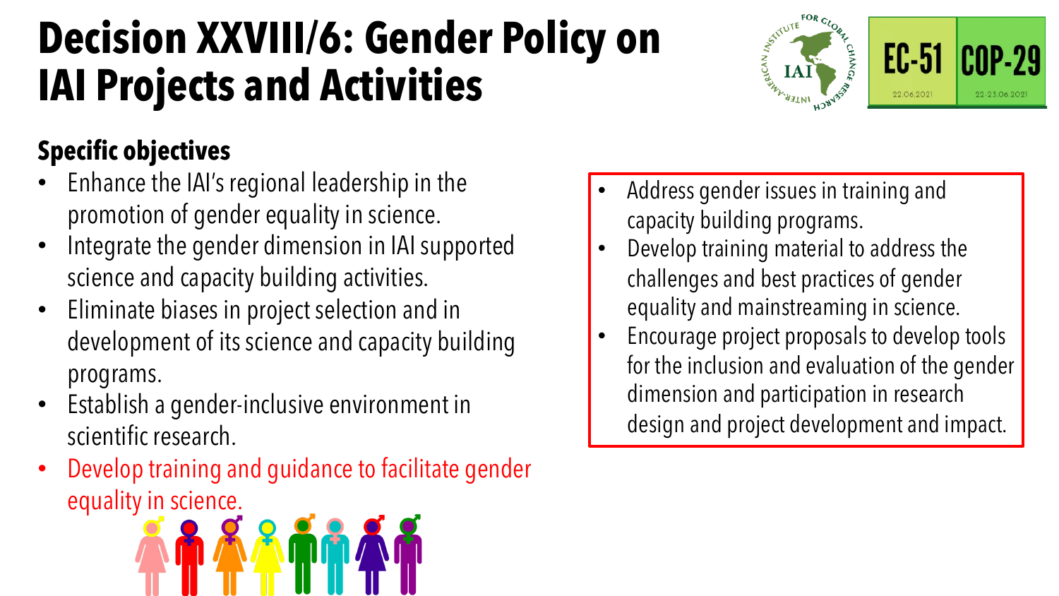# Decision XXVIII/6: Gender Policy on IAI Projects and Activities

EC-51
22.06.2021

COP-29
22-23.06.2021

### Specific objectives

- Enhance the IAI's regional leadership in the promotion of gender equality in science.
- Integrate the gender dimension in IAI supported science and capacity building activities.
- Eliminate biases in project selection and in development of its science and capacity building programs.
- Establish a gender-inclusive environment in scientific research.
- Develop training and guidance to facilitate gender equality in science.

- Address gender issues in training and capacity building programs.
- Develop training material to address the challenges and best practices of gender equality and mainstreaming in science.
- Encourage project proposals to develop tools for the inclusion and evaluation of the gender dimension and participation in research design and project development and impact.